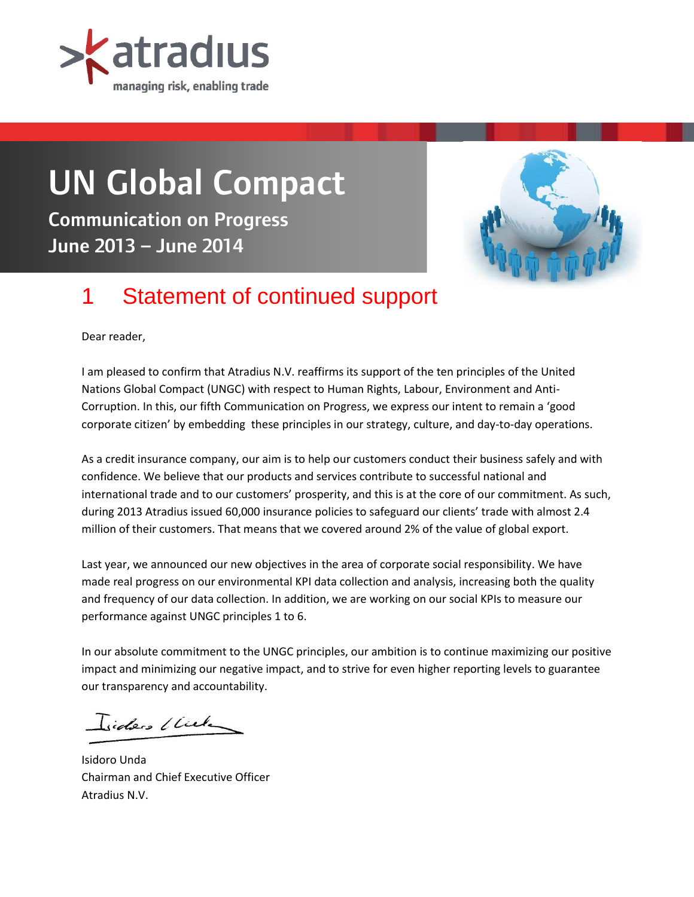atradius

managing risk, enabling trade

# UN Global Compact

**Communication on Progress**
**June 2013 – June 2014**

## 1 Statement of continued support

Dear reader,

I am pleased to confirm that Atradius N.V. reaffirms its support of the ten principles of the United Nations Global Compact (UNGC) with respect to Human Rights, Labour, Environment and Anti-Corruption. In this, our fifth Communication on Progress, we express our intent to remain a 'good corporate citizen' by embedding these principles in our strategy, culture, and day-to-day operations.

As a credit insurance company, our aim is to help our customers conduct their business safely and with confidence. We believe that our products and services contribute to successful national and international trade and to our customers' prosperity, and this is at the core of our commitment. As such, during 2013 Atradius issued 60,000 insurance policies to safeguard our clients' trade with almost 2.4 million of their customers. That means that we covered around 2% of the value of global export.

Last year, we announced our new objectives in the area of corporate social responsibility. We have made real progress on our environmental KPI data collection and analysis, increasing both the quality and frequency of our data collection. In addition, we are working on our social KPIs to measure our performance against UNGC principles 1 to 6.

In our absolute commitment to the UNGC principles, our ambition is to continue maximizing our positive impact and minimizing our negative impact, and to strive for even higher reporting levels to guarantee our transparency and accountability.

Isidoro Unda
Chairman and Chief Executive Officer
Atradius N.V.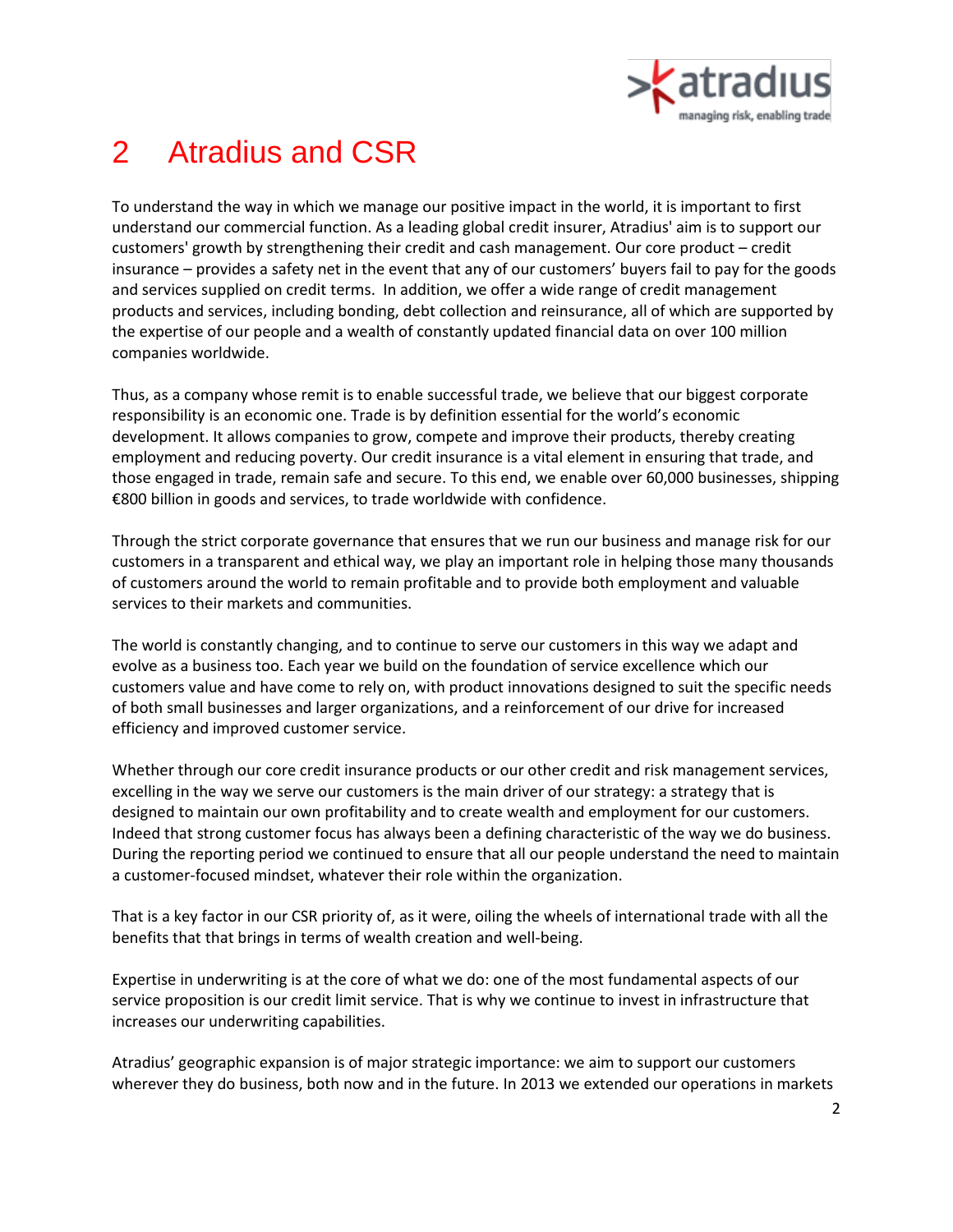# 2 Atradius and CSR

To understand the way in which we manage our positive impact in the world, it is important to first understand our commercial function. As a leading global credit insurer, Atradius' aim is to support our customers' growth by strengthening their credit and cash management. Our core product – credit insurance – provides a safety net in the event that any of our customers' buyers fail to pay for the goods and services supplied on credit terms. In addition, we offer a wide range of credit management products and services, including bonding, debt collection and reinsurance, all of which are supported by the expertise of our people and a wealth of constantly updated financial data on over 100 million companies worldwide.

Thus, as a company whose remit is to enable successful trade, we believe that our biggest corporate responsibility is an economic one. Trade is by definition essential for the world's economic development. It allows companies to grow, compete and improve their products, thereby creating employment and reducing poverty. Our credit insurance is a vital element in ensuring that trade, and those engaged in trade, remain safe and secure. To this end, we enable over 60,000 businesses, shipping €800 billion in goods and services, to trade worldwide with confidence.

Through the strict corporate governance that ensures that we run our business and manage risk for our customers in a transparent and ethical way, we play an important role in helping those many thousands of customers around the world to remain profitable and to provide both employment and valuable services to their markets and communities.

The world is constantly changing, and to continue to serve our customers in this way we adapt and evolve as a business too. Each year we build on the foundation of service excellence which our customers value and have come to rely on, with product innovations designed to suit the specific needs of both small businesses and larger organizations, and a reinforcement of our drive for increased efficiency and improved customer service.

Whether through our core credit insurance products or our other credit and risk management services, excelling in the way we serve our customers is the main driver of our strategy: a strategy that is designed to maintain our own profitability and to create wealth and employment for our customers. Indeed that strong customer focus has always been a defining characteristic of the way we do business. During the reporting period we continued to ensure that all our people understand the need to maintain a customer-focused mindset, whatever their role within the organization.

That is a key factor in our CSR priority of, as it were, oiling the wheels of international trade with all the benefits that that brings in terms of wealth creation and well-being.

Expertise in underwriting is at the core of what we do: one of the most fundamental aspects of our service proposition is our credit limit service. That is why we continue to invest in infrastructure that increases our underwriting capabilities.

Atradius' geographic expansion is of major strategic importance: we aim to support our customers wherever they do business, both now and in the future. In 2013 we extended our operations in markets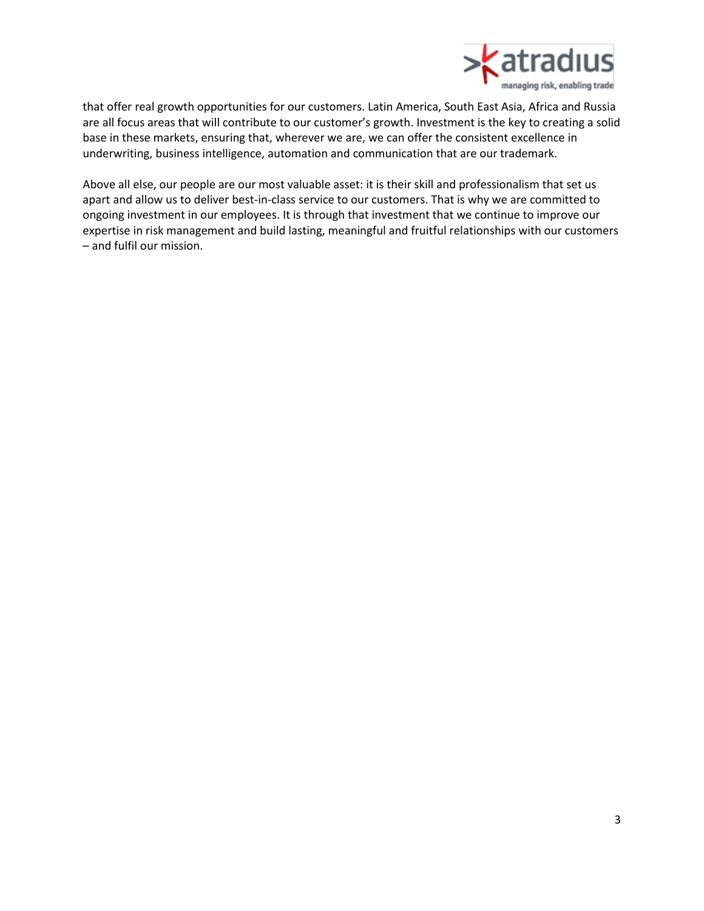that offer real growth opportunities for our customers. Latin America, South East Asia, Africa and Russia are all focus areas that will contribute to our customer's growth. Investment is the key to creating a solid base in these markets, ensuring that, wherever we are, we can offer the consistent excellence in underwriting, business intelligence, automation and communication that are our trademark.

Above all else, our people are our most valuable asset: it is their skill and professionalism that set us apart and allow us to deliver best-in-class service to our customers. That is why we are committed to ongoing investment in our employees. It is through that investment that we continue to improve our expertise in risk management and build lasting, meaningful and fruitful relationships with our customers – and fulfil our mission.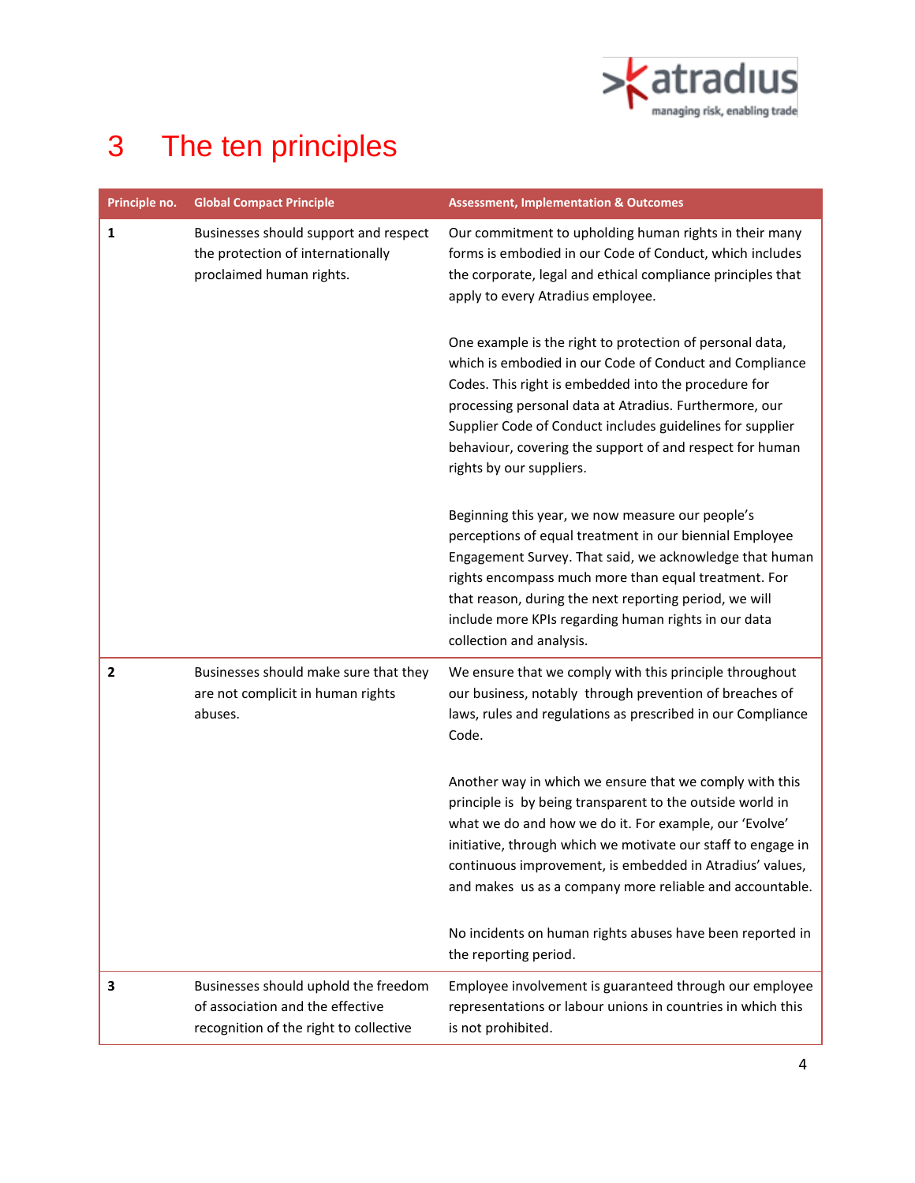# 3 The ten principles

| Principle no. | Global Compact Principle | Assessment, Implementation & Outcomes |
|---|---|---|
| **1** | Businesses should support and respect the protection of internationally proclaimed human rights. | Our commitment to upholding human rights in their many forms is embodied in our Code of Conduct, which includes the corporate, legal and ethical compliance principles that apply to every Atradius employee.<br><br>One example is the right to protection of personal data, which is embodied in our Code of Conduct and Compliance Codes. This right is embedded into the procedure for processing personal data at Atradius. Furthermore, our Supplier Code of Conduct includes guidelines for supplier behaviour, covering the support of and respect for human rights by our suppliers.<br><br>Beginning this year, we now measure our people's perceptions of equal treatment in our biennial Employee Engagement Survey. That said, we acknowledge that human rights encompass much more than equal treatment. For that reason, during the next reporting period, we will include more KPIs regarding human rights in our data collection and analysis. |
| **2** | Businesses should make sure that they are not complicit in human rights abuses. | We ensure that we comply with this principle throughout our business, notably through prevention of breaches of laws, rules and regulations as prescribed in our Compliance Code.<br><br>Another way in which we ensure that we comply with this principle is by being transparent to the outside world in what we do and how we do it. For example, our 'Evolve' initiative, through which we motivate our staff to engage in continuous improvement, is embedded in Atradius' values, and makes us as a company more reliable and accountable.<br><br>No incidents on human rights abuses have been reported in the reporting period. |
| **3** | Businesses should uphold the freedom of association and the effective recognition of the right to collective | Employee involvement is guaranteed through our employee representations or labour unions in countries in which this is not prohibited. |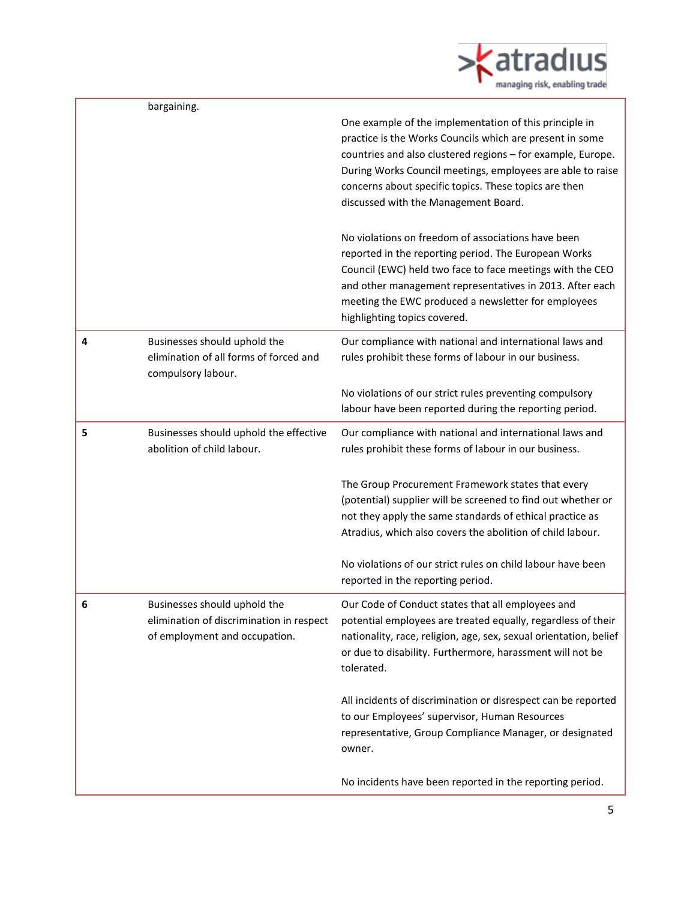|  |  |  |
|---|---|---|
|  | bargaining. | One example of the implementation of this principle in practice is the Works Councils which are present in some countries and also clustered regions – for example, Europe. During Works Council meetings, employees are able to raise concerns about specific topics. These topics are then discussed with the Management Board.<br><br>No violations on freedom of associations have been reported in the reporting period. The European Works Council (EWC) held two face to face meetings with the CEO and other management representatives in 2013. After each meeting the EWC produced a newsletter for employees highlighting topics covered. |
| **4** | Businesses should uphold the elimination of all forms of forced and compulsory labour. | Our compliance with national and international laws and rules prohibit these forms of labour in our business.<br><br>No violations of our strict rules preventing compulsory labour have been reported during the reporting period. |
| **5** | Businesses should uphold the effective abolition of child labour. | Our compliance with national and international laws and rules prohibit these forms of labour in our business.<br><br>The Group Procurement Framework states that every (potential) supplier will be screened to find out whether or not they apply the same standards of ethical practice as Atradius, which also covers the abolition of child labour.<br><br>No violations of our strict rules on child labour have been reported in the reporting period. |
| **6** | Businesses should uphold the elimination of discrimination in respect of employment and occupation. | Our Code of Conduct states that all employees and potential employees are treated equally, regardless of their nationality, race, religion, age, sex, sexual orientation, belief or due to disability. Furthermore, harassment will not be tolerated.<br><br>All incidents of discrimination or disrespect can be reported to our Employees' supervisor, Human Resources representative, Group Compliance Manager, or designated owner.<br><br>No incidents have been reported in the reporting period. |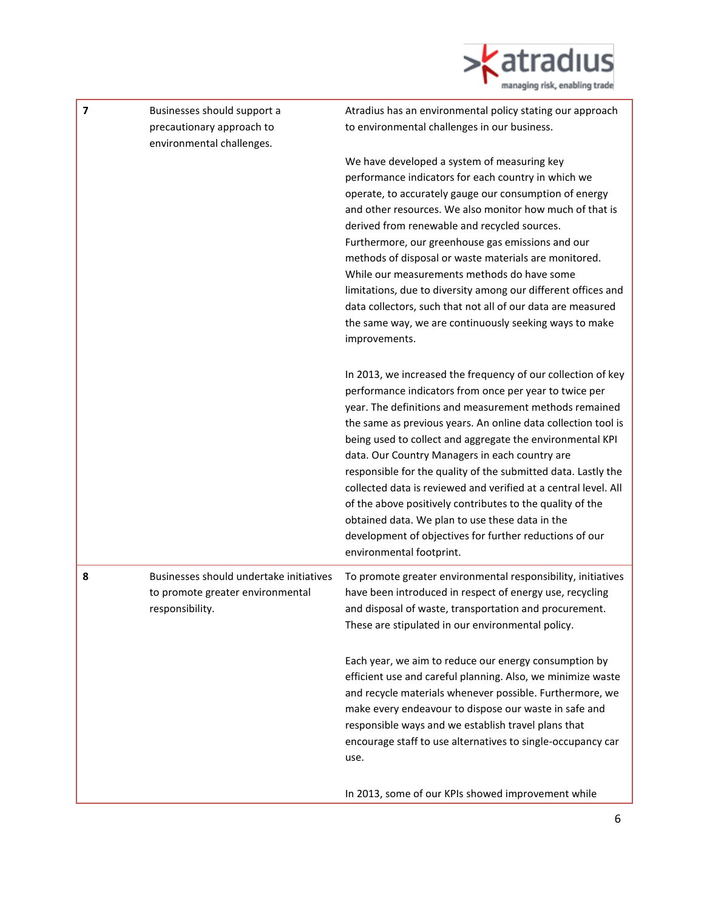| | | |
|---|---|---|
| **7** | Businesses should support a precautionary approach to environmental challenges. | Atradius has an environmental policy stating our approach to environmental challenges in our business.<br><br>We have developed a system of measuring key performance indicators for each country in which we operate, to accurately gauge our consumption of energy and other resources. We also monitor how much of that is derived from renewable and recycled sources. Furthermore, our greenhouse gas emissions and our methods of disposal or waste materials are monitored. While our measurements methods do have some limitations, due to diversity among our different offices and data collectors, such that not all of our data are measured the same way, we are continuously seeking ways to make improvements.<br><br>In 2013, we increased the frequency of our collection of key performance indicators from once per year to twice per year. The definitions and measurement methods remained the same as previous years. An online data collection tool is being used to collect and aggregate the environmental KPI data. Our Country Managers in each country are responsible for the quality of the submitted data. Lastly the collected data is reviewed and verified at a central level. All of the above positively contributes to the quality of the obtained data. We plan to use these data in the development of objectives for further reductions of our environmental footprint. |
| **8** | Businesses should undertake initiatives to promote greater environmental responsibility. | To promote greater environmental responsibility, initiatives have been introduced in respect of energy use, recycling and disposal of waste, transportation and procurement. These are stipulated in our environmental policy.<br><br>Each year, we aim to reduce our energy consumption by efficient use and careful planning. Also, we minimize waste and recycle materials whenever possible. Furthermore, we make every endeavour to dispose our waste in safe and responsible ways and we establish travel plans that encourage staff to use alternatives to single-occupancy car use.<br><br>In 2013, some of our KPIs showed improvement while |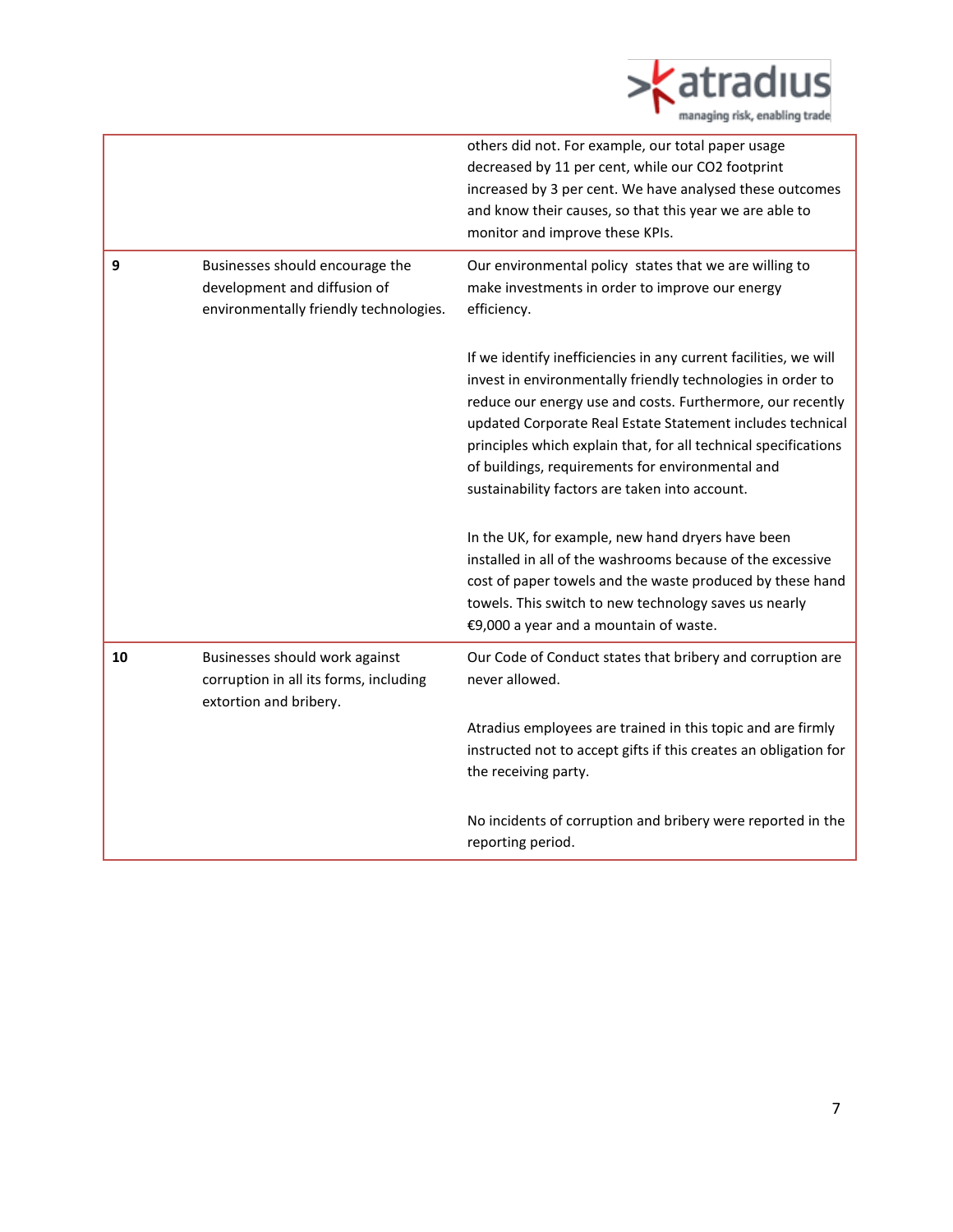| | | |
|---|---|---|
| | | others did not. For example, our total paper usage decreased by 11 per cent, while our $CO_2$ footprint increased by 3 per cent. We have analysed these outcomes and know their causes, so that this year we are able to monitor and improve these KPIs. |
| **9** | Businesses should encourage the development and diffusion of environmentally friendly technologies. | Our environmental policy states that we are willing to make investments in order to improve our energy efficiency.<br><br>If we identify inefficiencies in any current facilities, we will invest in environmentally friendly technologies in order to reduce our energy use and costs. Furthermore, our recently updated Corporate Real Estate Statement includes technical principles which explain that, for all technical specifications of buildings, requirements for environmental and sustainability factors are taken into account.<br><br>In the UK, for example, new hand dryers have been installed in all of the washrooms because of the excessive cost of paper towels and the waste produced by these hand towels. This switch to new technology saves us nearly €9,000 a year and a mountain of waste. |
| **10** | Businesses should work against corruption in all its forms, including extortion and bribery. | Our Code of Conduct states that bribery and corruption are never allowed.<br><br>Atradius employees are trained in this topic and are firmly instructed not to accept gifts if this creates an obligation for the receiving party.<br><br>No incidents of corruption and bribery were reported in the reporting period. |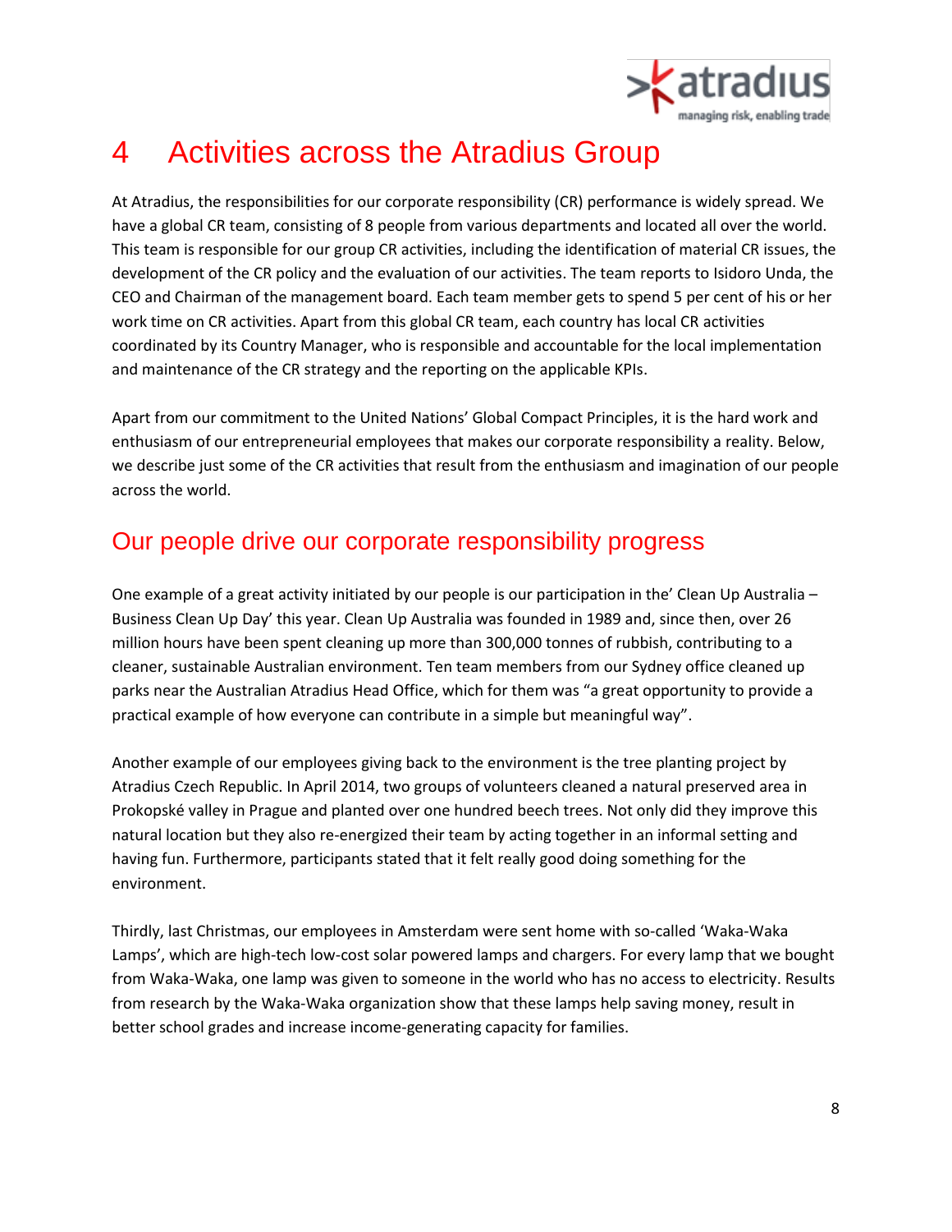# 4 Activities across the Atradius Group

At Atradius, the responsibilities for our corporate responsibility (CR) performance is widely spread. We have a global CR team, consisting of 8 people from various departments and located all over the world. This team is responsible for our group CR activities, including the identification of material CR issues, the development of the CR policy and the evaluation of our activities. The team reports to Isidoro Unda, the CEO and Chairman of the management board. Each team member gets to spend 5 per cent of his or her work time on CR activities. Apart from this global CR team, each country has local CR activities coordinated by its Country Manager, who is responsible and accountable for the local implementation and maintenance of the CR strategy and the reporting on the applicable KPIs.

Apart from our commitment to the United Nations' Global Compact Principles, it is the hard work and enthusiasm of our entrepreneurial employees that makes our corporate responsibility a reality. Below, we describe just some of the CR activities that result from the enthusiasm and imagination of our people across the world.

## Our people drive our corporate responsibility progress

One example of a great activity initiated by our people is our participation in the' Clean Up Australia – Business Clean Up Day' this year. Clean Up Australia was founded in 1989 and, since then, over 26 million hours have been spent cleaning up more than 300,000 tonnes of rubbish, contributing to a cleaner, sustainable Australian environment. Ten team members from our Sydney office cleaned up parks near the Australian Atradius Head Office, which for them was "a great opportunity to provide a practical example of how everyone can contribute in a simple but meaningful way".

Another example of our employees giving back to the environment is the tree planting project by Atradius Czech Republic. In April 2014, two groups of volunteers cleaned a natural preserved area in Prokopské valley in Prague and planted over one hundred beech trees. Not only did they improve this natural location but they also re-energized their team by acting together in an informal setting and having fun. Furthermore, participants stated that it felt really good doing something for the environment.

Thirdly, last Christmas, our employees in Amsterdam were sent home with so-called 'Waka-Waka Lamps', which are high-tech low-cost solar powered lamps and chargers. For every lamp that we bought from Waka-Waka, one lamp was given to someone in the world who has no access to electricity. Results from research by the Waka-Waka organization show that these lamps help saving money, result in better school grades and increase income-generating capacity for families.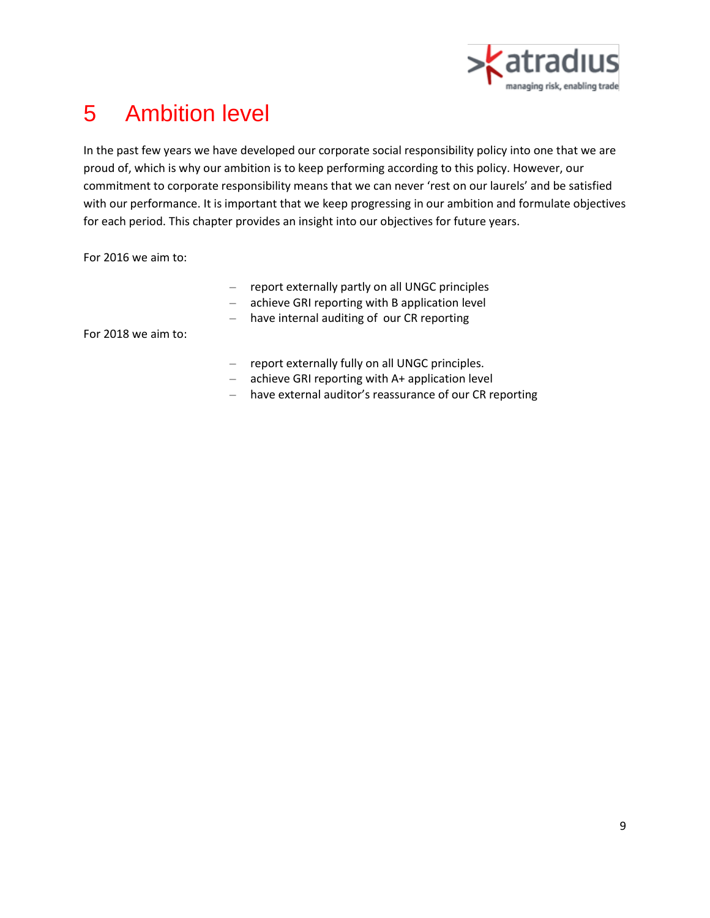# 5 Ambition level

In the past few years we have developed our corporate social responsibility policy into one that we are proud of, which is why our ambition is to keep performing according to this policy. However, our commitment to corporate responsibility means that we can never 'rest on our laurels' and be satisfied with our performance. It is important that we keep progressing in our ambition and formulate objectives for each period. This chapter provides an insight into our objectives for future years.

For 2016 we aim to:

- report externally partly on all UNGC principles
- achieve GRI reporting with B application level
- have internal auditing of our CR reporting

For 2018 we aim to:

- report externally fully on all UNGC principles.
- achieve GRI reporting with A+ application level
- have external auditor's reassurance of our CR reporting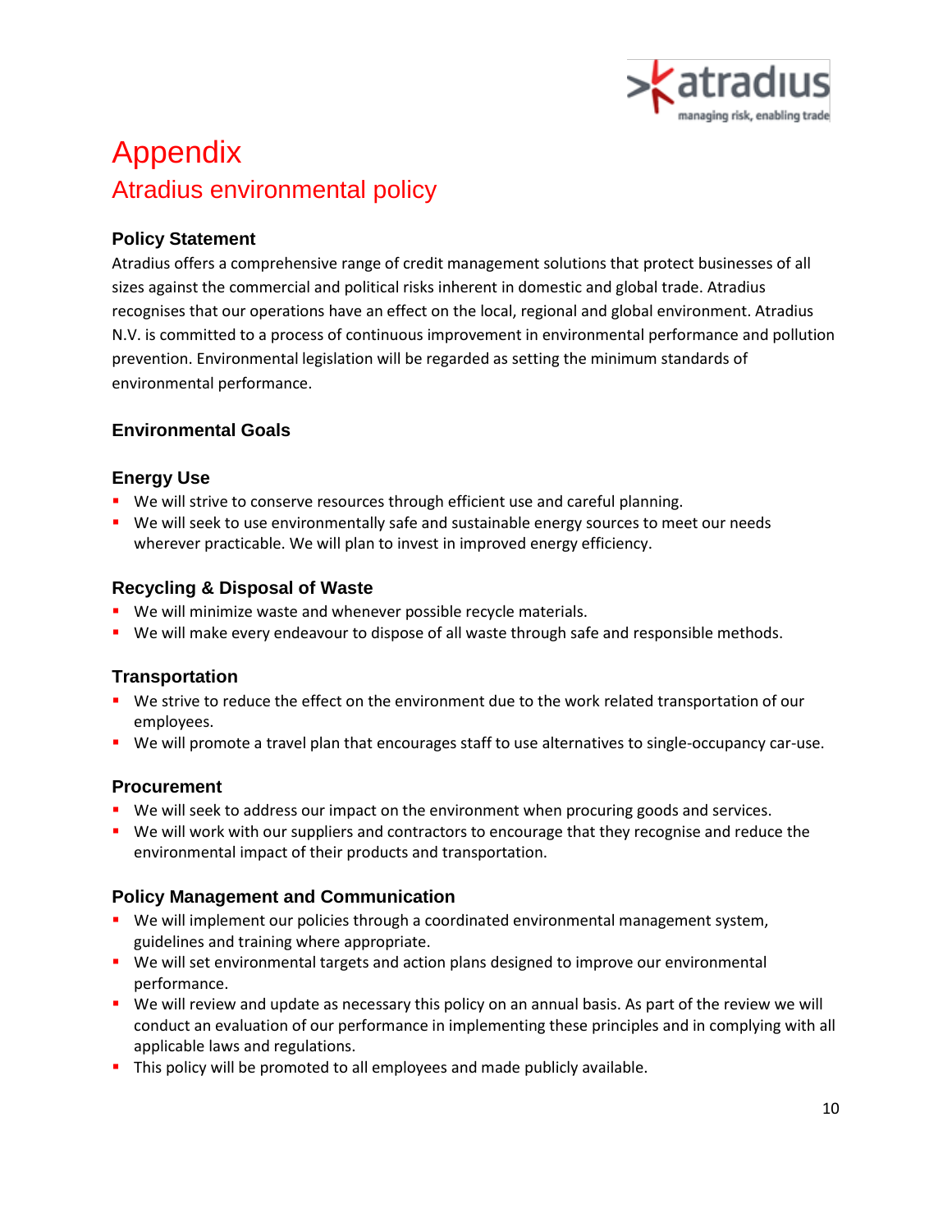# Appendix

## Atradius environmental policy

### Policy Statement

Atradius offers a comprehensive range of credit management solutions that protect businesses of all sizes against the commercial and political risks inherent in domestic and global trade. Atradius recognises that our operations have an effect on the local, regional and global environment. Atradius N.V. is committed to a process of continuous improvement in environmental performance and pollution prevention. Environmental legislation will be regarded as setting the minimum standards of environmental performance.

### Environmental Goals

### Energy Use

- We will strive to conserve resources through efficient use and careful planning.
- We will seek to use environmentally safe and sustainable energy sources to meet our needs wherever practicable. We will plan to invest in improved energy efficiency.

### Recycling & Disposal of Waste

- We will minimize waste and whenever possible recycle materials.
- We will make every endeavour to dispose of all waste through safe and responsible methods.

### Transportation

- We strive to reduce the effect on the environment due to the work related transportation of our employees.
- We will promote a travel plan that encourages staff to use alternatives to single-occupancy car-use.

### Procurement

- We will seek to address our impact on the environment when procuring goods and services.
- We will work with our suppliers and contractors to encourage that they recognise and reduce the environmental impact of their products and transportation.

### Policy Management and Communication

- We will implement our policies through a coordinated environmental management system, guidelines and training where appropriate.
- We will set environmental targets and action plans designed to improve our environmental performance.
- We will review and update as necessary this policy on an annual basis. As part of the review we will conduct an evaluation of our performance in implementing these principles and in complying with all applicable laws and regulations.
- This policy will be promoted to all employees and made publicly available.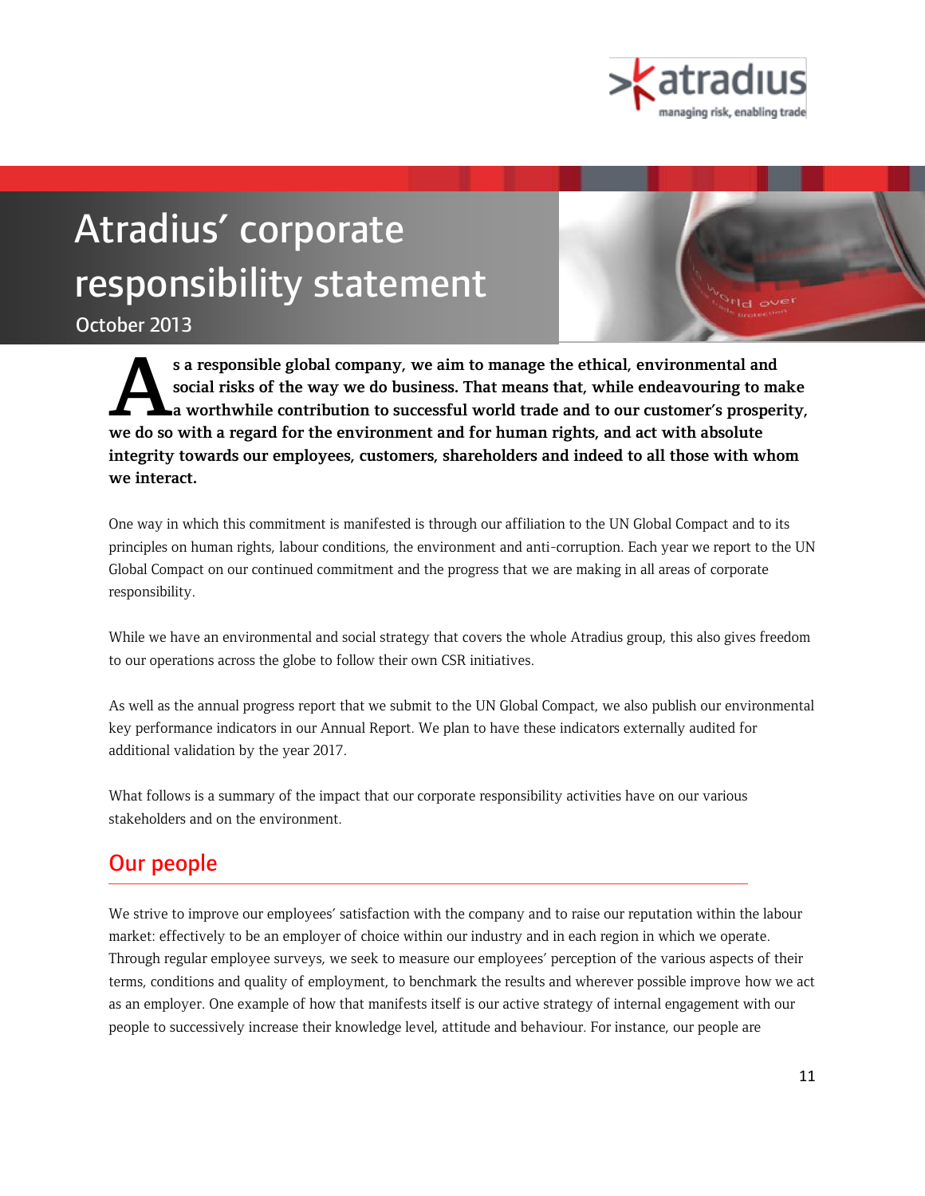# Atradius' corporate responsibility statement

October 2013

**As a responsible global company, we aim to manage the ethical, environmental and social risks of the way we do business. That means that, while endeavouring to make a worthwhile contribution to successful world trade and to our customer's prosperity, we do so with a regard for the environment and for human rights, and act with absolute integrity towards our employees, customers, shareholders and indeed to all those with whom we interact.**

One way in which this commitment is manifested is through our affiliation to the UN Global Compact and to its principles on human rights, labour conditions, the environment and anti-corruption. Each year we report to the UN Global Compact on our continued commitment and the progress that we are making in all areas of corporate responsibility.

While we have an environmental and social strategy that covers the whole Atradius group, this also gives freedom to our operations across the globe to follow their own CSR initiatives.

As well as the annual progress report that we submit to the UN Global Compact, we also publish our environmental key performance indicators in our Annual Report. We plan to have these indicators externally audited for additional validation by the year 2017.

What follows is a summary of the impact that our corporate responsibility activities have on our various stakeholders and on the environment.

## Our people

We strive to improve our employees' satisfaction with the company and to raise our reputation within the labour market: effectively to be an employer of choice within our industry and in each region in which we operate. Through regular employee surveys, we seek to measure our employees' perception of the various aspects of their terms, conditions and quality of employment, to benchmark the results and wherever possible improve how we act as an employer. One example of how that manifests itself is our active strategy of internal engagement with our people to successively increase their knowledge level, attitude and behaviour. For instance, our people are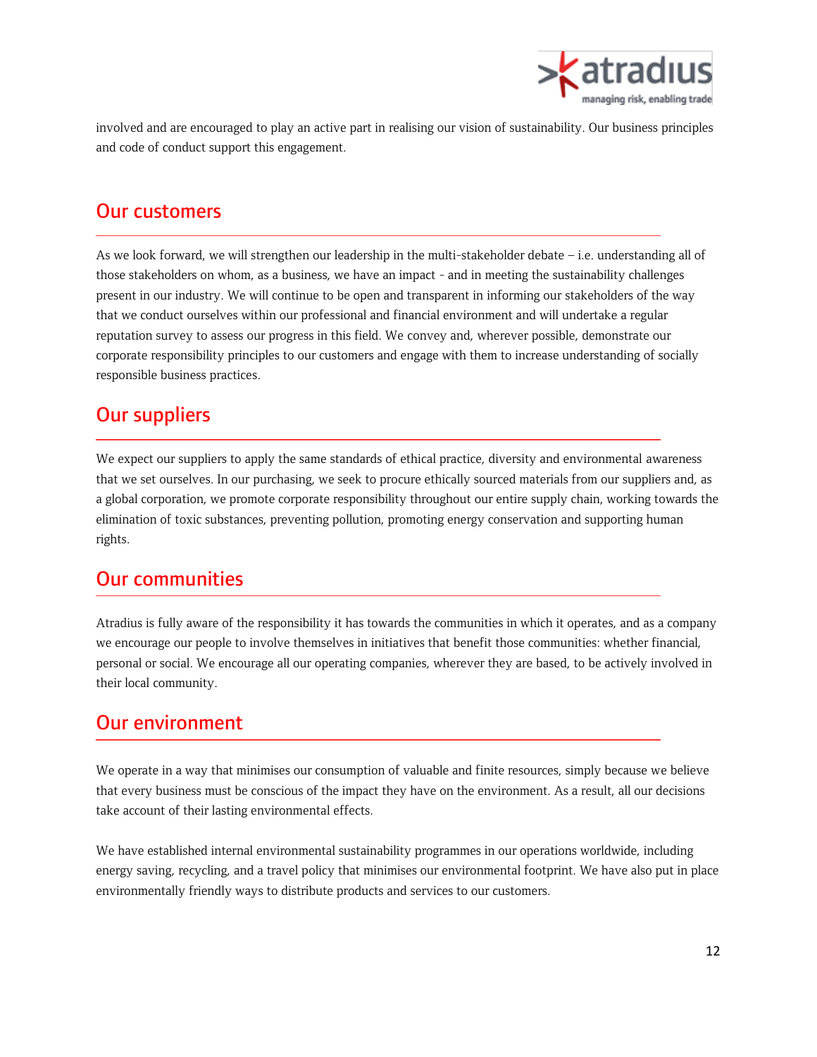involved and are encouraged to play an active part in realising our vision of sustainability. Our business principles and code of conduct support this engagement.

## Our customers

As we look forward, we will strengthen our leadership in the multi-stakeholder debate – i.e. understanding all of those stakeholders on whom, as a business, we have an impact - and in meeting the sustainability challenges present in our industry. We will continue to be open and transparent in informing our stakeholders of the way that we conduct ourselves within our professional and financial environment and will undertake a regular reputation survey to assess our progress in this field. We convey and, wherever possible, demonstrate our corporate responsibility principles to our customers and engage with them to increase understanding of socially responsible business practices.

## Our suppliers

We expect our suppliers to apply the same standards of ethical practice, diversity and environmental awareness that we set ourselves. In our purchasing, we seek to procure ethically sourced materials from our suppliers and, as a global corporation, we promote corporate responsibility throughout our entire supply chain, working towards the elimination of toxic substances, preventing pollution, promoting energy conservation and supporting human rights.

## Our communities

Atradius is fully aware of the responsibility it has towards the communities in which it operates, and as a company we encourage our people to involve themselves in initiatives that benefit those communities: whether financial, personal or social. We encourage all our operating companies, wherever they are based, to be actively involved in their local community.

## Our environment

We operate in a way that minimises our consumption of valuable and finite resources, simply because we believe that every business must be conscious of the impact they have on the environment. As a result, all our decisions take account of their lasting environmental effects.

We have established internal environmental sustainability programmes in our operations worldwide, including energy saving, recycling, and a travel policy that minimises our environmental footprint. We have also put in place environmentally friendly ways to distribute products and services to our customers.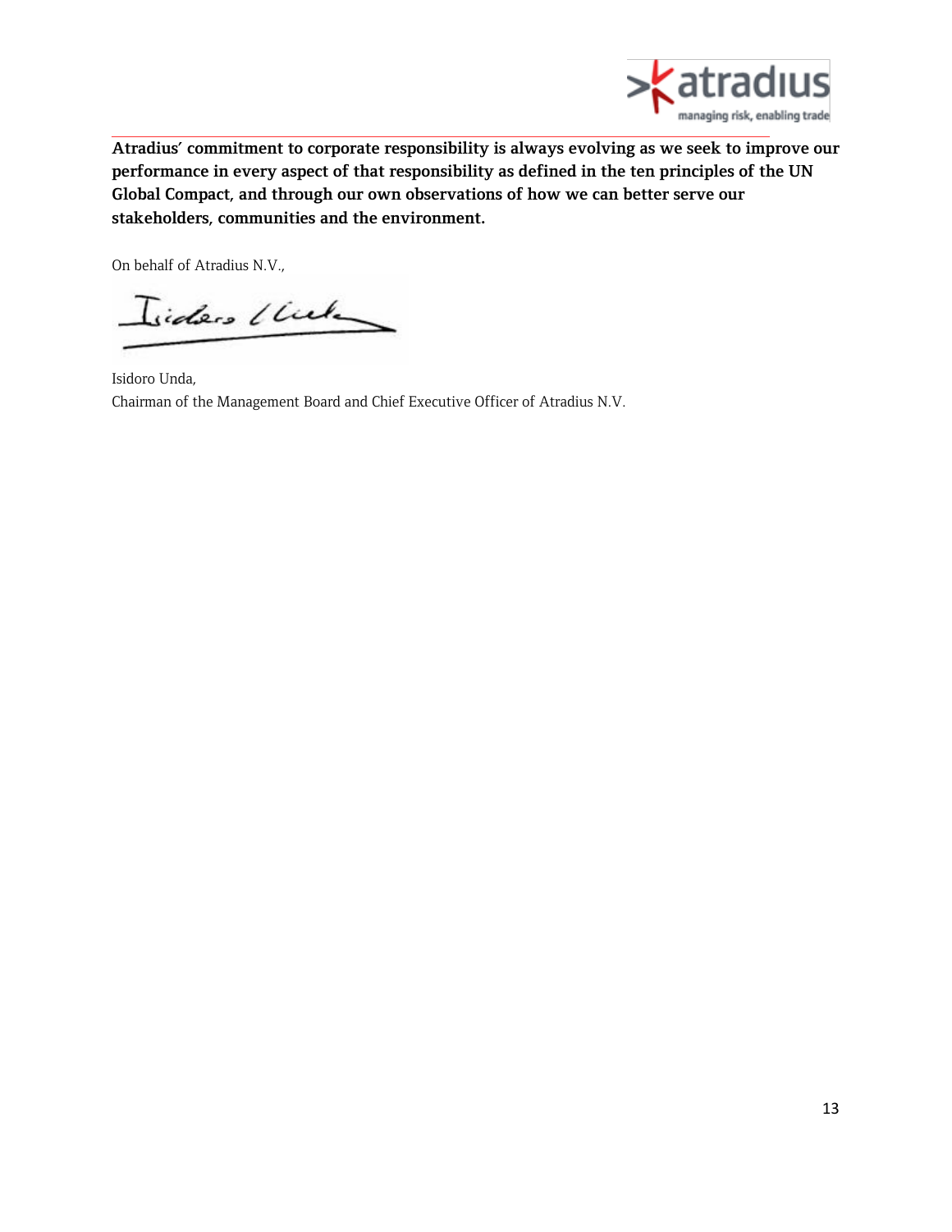**Atradius' commitment to corporate responsibility is always evolving as we seek to improve our performance in every aspect of that responsibility as defined in the ten principles of the UN Global Compact, and through our own observations of how we can better serve our stakeholders, communities and the environment.**

On behalf of Atradius N.V.,

Isidoro Unda,
Chairman of the Management Board and Chief Executive Officer of Atradius N.V.